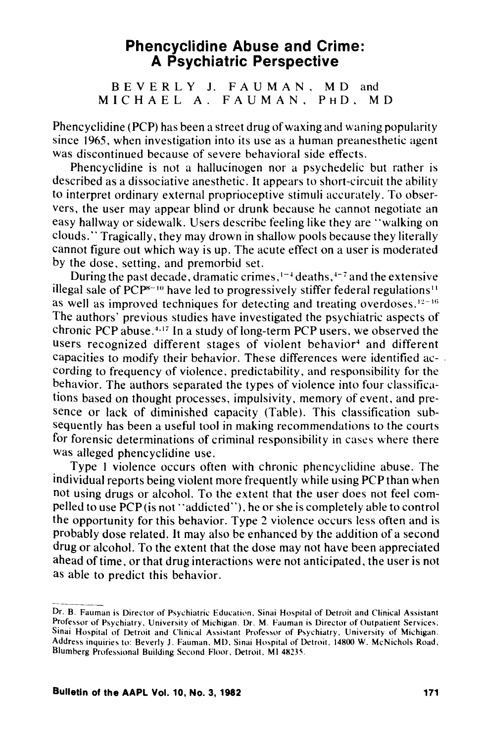# Phencyclidine Abuse and Crime: A Psychiatric Perspective

BEVERLY J. FAUMAN, MD and MICHAEL A. FAUMAN, PhD, MD

Phencyclidine (PCP) has been a street drug of waxing and waning popularity since 1965, when investigation into its use as a human preanesthetic agent was discontinued because of severe behavioral side effects.

Phencyclidine is not a hallucinogen nor a psychedelic but rather is described as a dissociative anesthetic. It appears to short-circuit the ability to interpret ordinary external proprioceptive stimuli accurately. To observers, the user may appear blind or drunk because he cannot negotiate an easy hallway or sidewalk. Users describe feeling like they are "walking on clouds." Tragically, they may drown in shallow pools because they literally cannot figure out which way is up. The acute effect on a user is moderated by the dose, setting, and premorbid set.

During the past decade, dramatic crimes,[1-4] deaths,[4-7] and the extensive illegal sale of PCP[8-10] have led to progressively stiffer federal regulations[11] as well as improved techniques for detecting and treating overdoses.[12-16] The authors' previous studies have investigated the psychiatric aspects of chronic PCP abuse.[4,17] In a study of long-term PCP users, we observed the users recognized different stages of violent behavior[4] and different capacities to modify their behavior. These differences were identified according to frequency of violence, predictability, and responsibility for the behavior. The authors separated the types of violence into four classifications based on thought processes, impulsivity, memory of event, and presence or lack of diminished capacity (Table). This classification subsequently has been a useful tool in making recommendations to the courts for forensic determinations of criminal responsibility in cases where there was alleged phencyclidine use.

Type 1 violence occurs often with chronic phencyclidine abuse. The individual reports being violent more frequently while using PCP than when not using drugs or alcohol. To the extent that the user does not feel compelled to use PCP (is not "addicted"), he or she is completely able to control the opportunity for this behavior. Type 2 violence occurs less often and is probably dose related. It may also be enhanced by the addition of a second drug or alcohol. To the extent that the dose may not have been appreciated ahead of time, or that drug interactions were not anticipated, the user is not as able to predict this behavior.

---

Dr. B. Fauman is Director of Psychiatric Education, Sinai Hospital of Detroit and Clinical Assistant Professor of Psychiatry, University of Michigan. Dr. M. Fauman is Director of Outpatient Services, Sinai Hospital of Detroit and Clinical Assistant Professor of Psychiatry, University of Michigan. Address inquiries to: Beverly J. Fauman, MD, Sinai Hospital of Detroit, 14800 W. McNichols Road, Blumberg Professional Building Second Floor, Detroit, MI 48235.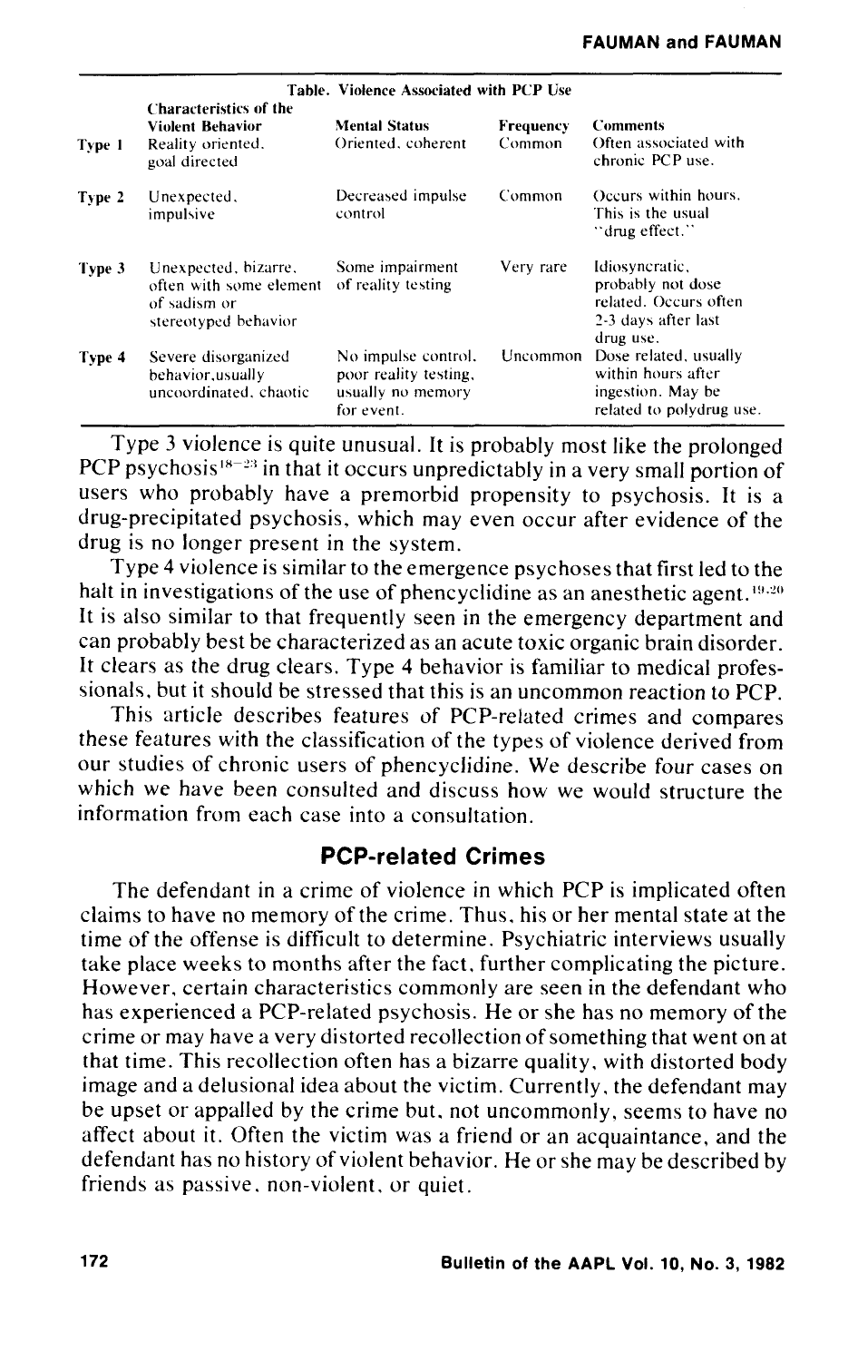**Table. Violence Associated with PCP Use**

| | Characteristics of the Violent Behavior | Mental Status | Frequency | Comments |
|---|---|---|---|---|
| Type 1 | Reality oriented, goal directed | Oriented, coherent | Common | Often associated with chronic PCP use. |
| Type 2 | Unexpected, impulsive | Decreased impulse control | Common | Occurs within hours. This is the usual "drug effect." |
| Type 3 | Unexpected, bizarre, often with some element of sadism or stereotyped behavior | Some impairment of reality testing | Very rare | Idiosyncratic, probably not dose related. Occurs often 2-3 days after last drug use. |
| Type 4 | Severe disorganized behavior, usually uncoordinated, chaotic | No impulse control, poor reality testing, usually no memory for event. | Uncommon | Dose related, usually within hours after ingestion. May be related to polydrug use. |

Type 3 violence is quite unusual. It is probably most like the prolonged PCP psychosis[18-23] in that it occurs unpredictably in a very small portion of users who probably have a premorbid propensity to psychosis. It is a drug-precipitated psychosis, which may even occur after evidence of the drug is no longer present in the system.

Type 4 violence is similar to the emergence psychoses that first led to the halt in investigations of the use of phencyclidine as an anesthetic agent.[19,20] It is also similar to that frequently seen in the emergency department and can probably best be characterized as an acute toxic organic brain disorder. It clears as the drug clears. Type 4 behavior is familiar to medical professionals, but it should be stressed that this is an uncommon reaction to PCP.

This article describes features of PCP-related crimes and compares these features with the classification of the types of violence derived from our studies of chronic users of phencyclidine. We describe four cases on which we have been consulted and discuss how we would structure the information from each case into a consultation.

## PCP-related Crimes

The defendant in a crime of violence in which PCP is implicated often claims to have no memory of the crime. Thus, his or her mental state at the time of the offense is difficult to determine. Psychiatric interviews usually take place weeks to months after the fact, further complicating the picture. However, certain characteristics commonly are seen in the defendant who has experienced a PCP-related psychosis. He or she has no memory of the crime or may have a very distorted recollection of something that went on at that time. This recollection often has a bizarre quality, with distorted body image and a delusional idea about the victim. Currently, the defendant may be upset or appalled by the crime but, not uncommonly, seems to have no affect about it. Often the victim was a friend or an acquaintance, and the defendant has no history of violent behavior. He or she may be described by friends as passive, non-violent, or quiet.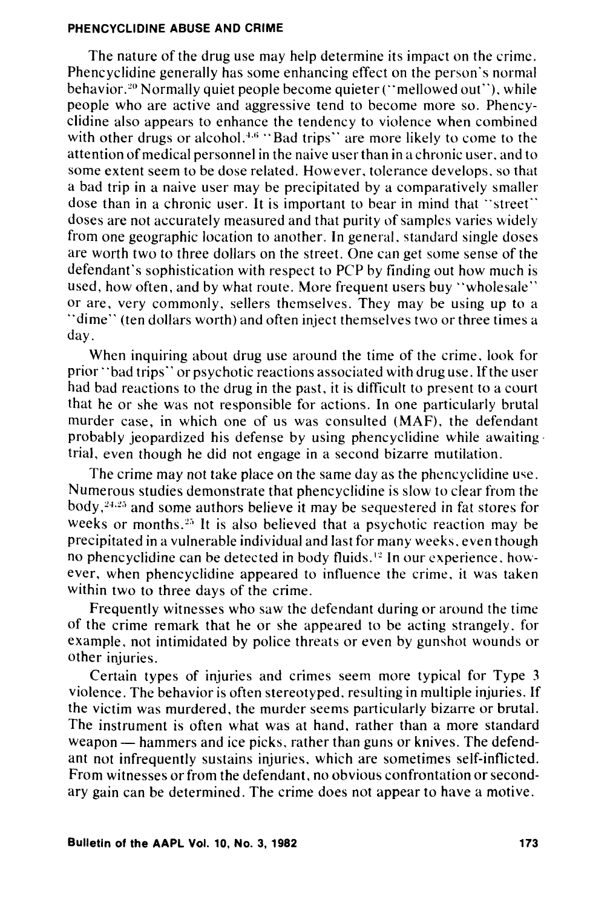The nature of the drug use may help determine its impact on the crime. Phencyclidine generally has some enhancing effect on the person's normal behavior.[20] Normally quiet people become quieter ("mellowed out"), while people who are active and aggressive tend to become more so. Phencyclidine also appears to enhance the tendency to violence when combined with other drugs or alcohol.[4,6] "Bad trips" are more likely to come to the attention of medical personnel in the naive user than in a chronic user, and to some extent seem to be dose related. However, tolerance develops, so that a bad trip in a naive user may be precipitated by a comparatively smaller dose than in a chronic user. It is important to bear in mind that "street" doses are not accurately measured and that purity of samples varies widely from one geographic location to another. In general, standard single doses are worth two to three dollars on the street. One can get some sense of the defendant's sophistication with respect to PCP by finding out how much is used, how often, and by what route. More frequent users buy "wholesale" or are, very commonly, sellers themselves. They may be using up to a "dime" (ten dollars worth) and often inject themselves two or three times a day.

When inquiring about drug use around the time of the crime, look for prior "bad trips" or psychotic reactions associated with drug use. If the user had bad reactions to the drug in the past, it is difficult to present to a court that he or she was not responsible for actions. In one particularly brutal murder case, in which one of us was consulted (MAF), the defendant probably jeopardized his defense by using phencyclidine while awaiting trial, even though he did not engage in a second bizarre mutilation.

The crime may not take place on the same day as the phencyclidine use. Numerous studies demonstrate that phencyclidine is slow to clear from the body,[24,25] and some authors believe it may be sequestered in fat stores for weeks or months.[25] It is also believed that a psychotic reaction may be precipitated in a vulnerable individual and last for many weeks, even though no phencyclidine can be detected in body fluids.[12] In our experience, however, when phencyclidine appeared to influence the crime, it was taken within two to three days of the crime.

Frequently witnesses who saw the defendant during or around the time of the crime remark that he or she appeared to be acting strangely, for example, not intimidated by police threats or even by gunshot wounds or other injuries.

Certain types of injuries and crimes seem more typical for Type 3 violence. The behavior is often stereotyped, resulting in multiple injuries. If the victim was murdered, the murder seems particularly bizarre or brutal. The instrument is often what was at hand, rather than a more standard weapon — hammers and ice picks, rather than guns or knives. The defendant not infrequently sustains injuries, which are sometimes self-inflicted. From witnesses or from the defendant, no obvious confrontation or secondary gain can be determined. The crime does not appear to have a motive.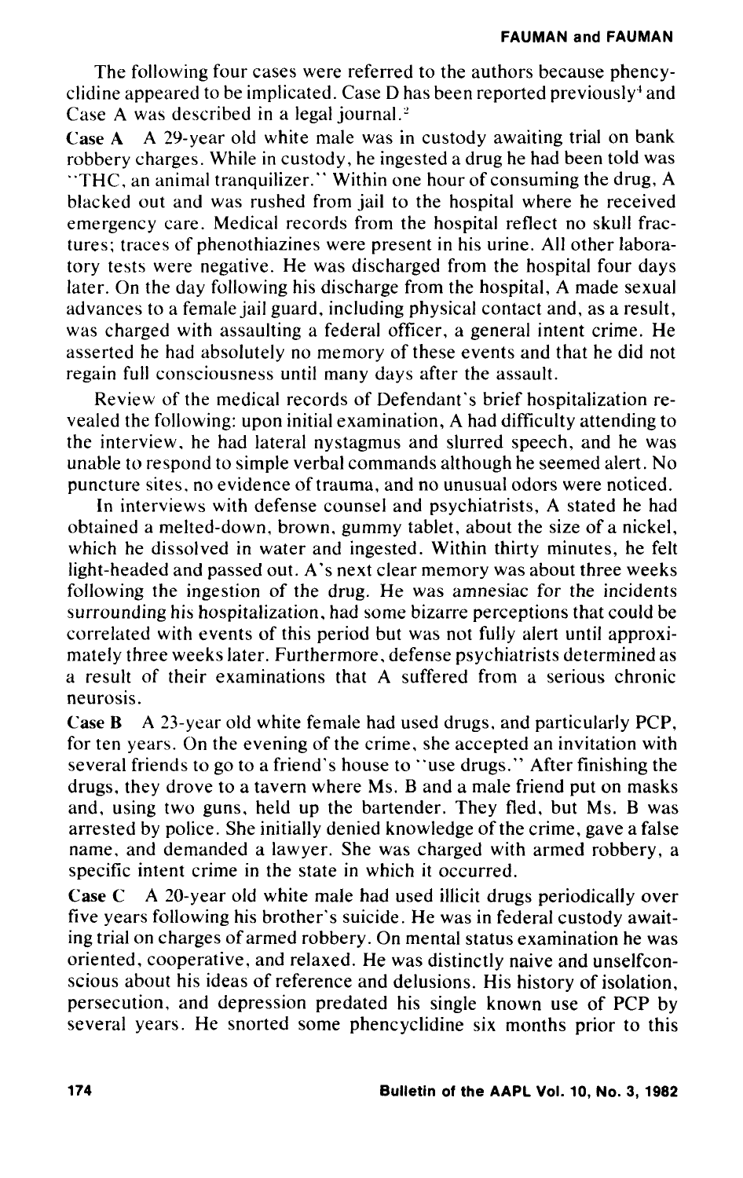The following four cases were referred to the authors because phencyclidine appeared to be implicated. Case D has been reported previously[4] and Case A was described in a legal journal.[2]

**Case A** A 29-year old white male was in custody awaiting trial on bank robbery charges. While in custody, he ingested a drug he had been told was "THC, an animal tranquilizer." Within one hour of consuming the drug, A blacked out and was rushed from jail to the hospital where he received emergency care. Medical records from the hospital reflect no skull fractures; traces of phenothiazines were present in his urine. All other laboratory tests were negative. He was discharged from the hospital four days later. On the day following his discharge from the hospital, A made sexual advances to a female jail guard, including physical contact and, as a result, was charged with assaulting a federal officer, a general intent crime. He asserted he had absolutely no memory of these events and that he did not regain full consciousness until many days after the assault.

Review of the medical records of Defendant's brief hospitalization revealed the following: upon initial examination, A had difficulty attending to the interview, he had lateral nystagmus and slurred speech, and he was unable to respond to simple verbal commands although he seemed alert. No puncture sites, no evidence of trauma, and no unusual odors were noticed.

In interviews with defense counsel and psychiatrists, A stated he had obtained a melted-down, brown, gummy tablet, about the size of a nickel, which he dissolved in water and ingested. Within thirty minutes, he felt light-headed and passed out. A's next clear memory was about three weeks following the ingestion of the drug. He was amnesiac for the incidents surrounding his hospitalization, had some bizarre perceptions that could be correlated with events of this period but was not fully alert until approximately three weeks later. Furthermore, defense psychiatrists determined as a result of their examinations that A suffered from a serious chronic neurosis.

**Case B** A 23-year old white female had used drugs, and particularly PCP, for ten years. On the evening of the crime, she accepted an invitation with several friends to go to a friend's house to "use drugs." After finishing the drugs, they drove to a tavern where Ms. B and a male friend put on masks and, using two guns, held up the bartender. They fled, but Ms. B was arrested by police. She initially denied knowledge of the crime, gave a false name, and demanded a lawyer. She was charged with armed robbery, a specific intent crime in the state in which it occurred.

**Case C** A 20-year old white male had used illicit drugs periodically over five years following his brother's suicide. He was in federal custody awaiting trial on charges of armed robbery. On mental status examination he was oriented, cooperative, and relaxed. He was distinctly naive and unselfconscious about his ideas of reference and delusions. His history of isolation, persecution, and depression predated his single known use of PCP by several years. He snorted some phencyclidine six months prior to this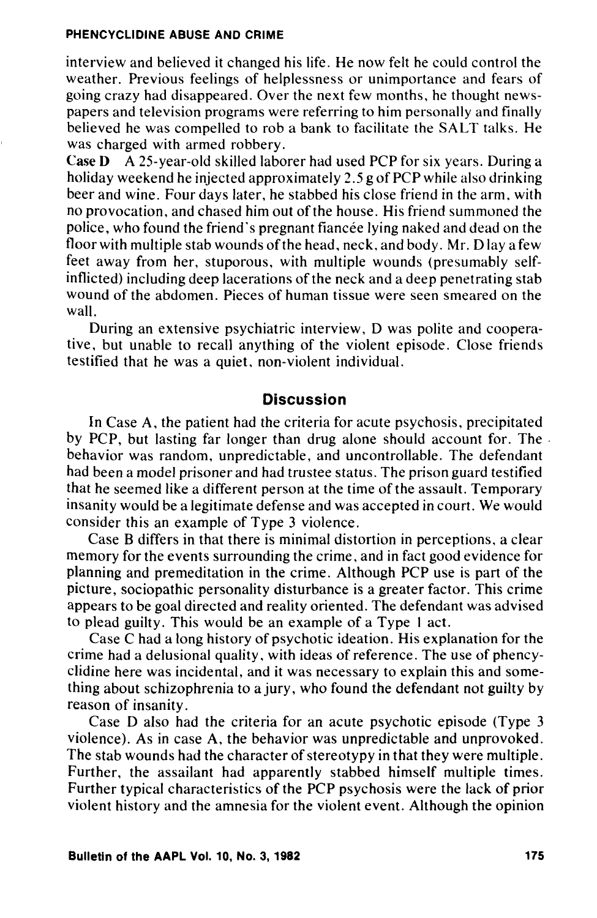interview and believed it changed his life. He now felt he could control the weather. Previous feelings of helplessness or unimportance and fears of going crazy had disappeared. Over the next few months, he thought newspapers and television programs were referring to him personally and finally believed he was compelled to rob a bank to facilitate the SALT talks. He was charged with armed robbery.

**Case D** A 25-year-old skilled laborer had used PCP for six years. During a holiday weekend he injected approximately 2.5 g of PCP while also drinking beer and wine. Four days later, he stabbed his close friend in the arm, with no provocation, and chased him out of the house. His friend summoned the police, who found the friend's pregnant fiancée lying naked and dead on the floor with multiple stab wounds of the head, neck, and body. Mr. D lay a few feet away from her, stuporous, with multiple wounds (presumably self-inflicted) including deep lacerations of the neck and a deep penetrating stab wound of the abdomen. Pieces of human tissue were seen smeared on the wall.

During an extensive psychiatric interview, D was polite and cooperative, but unable to recall anything of the violent episode. Close friends testified that he was a quiet, non-violent individual.

## Discussion

In Case A, the patient had the criteria for acute psychosis, precipitated by PCP, but lasting far longer than drug alone should account for. The behavior was random, unpredictable, and uncontrollable. The defendant had been a model prisoner and had trustee status. The prison guard testified that he seemed like a different person at the time of the assault. Temporary insanity would be a legitimate defense and was accepted in court. We would consider this an example of Type 3 violence.

Case B differs in that there is minimal distortion in perceptions, a clear memory for the events surrounding the crime, and in fact good evidence for planning and premeditation in the crime. Although PCP use is part of the picture, sociopathic personality disturbance is a greater factor. This crime appears to be goal directed and reality oriented. The defendant was advised to plead guilty. This would be an example of a Type 1 act.

Case C had a long history of psychotic ideation. His explanation for the crime had a delusional quality, with ideas of reference. The use of phencyclidine here was incidental, and it was necessary to explain this and something about schizophrenia to a jury, who found the defendant not guilty by reason of insanity.

Case D also had the criteria for an acute psychotic episode (Type 3 violence). As in case A, the behavior was unpredictable and unprovoked. The stab wounds had the character of stereotypy in that they were multiple. Further, the assailant had apparently stabbed himself multiple times. Further typical characteristics of the PCP psychosis were the lack of prior violent history and the amnesia for the violent event. Although the opinion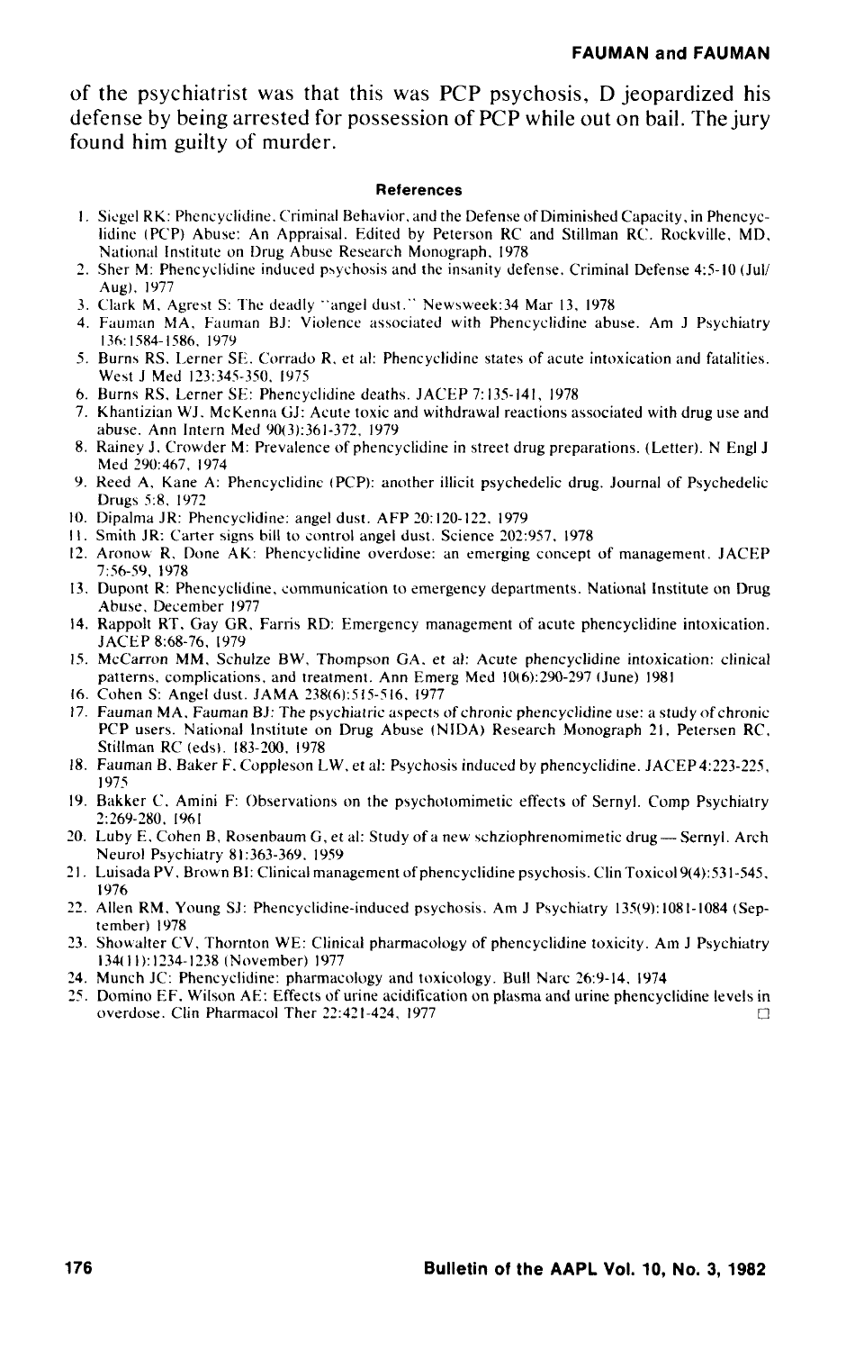of the psychiatrist was that this was PCP psychosis, D jeopardized his defense by being arrested for possession of PCP while out on bail. The jury found him guilty of murder.

## References

1. Siegel RK: Phencyclidine, Criminal Behavior, and the Defense of Diminished Capacity, in Phencyclidine (PCP) Abuse: An Appraisal. Edited by Peterson RC and Stillman RC. Rockville, MD, National Institute on Drug Abuse Research Monograph, 1978
2. Sher M: Phencyclidine induced psychosis and the insanity defense. Criminal Defense 4:5-10 (Jul/Aug), 1977
3. Clark M, Agrest S: The deadly "angel dust." Newsweek:34 Mar 13, 1978
4. Fauman MA, Fauman BJ: Violence associated with Phencyclidine abuse. Am J Psychiatry 136:1584-1586, 1979
5. Burns RS, Lerner SE, Corrado R, et al: Phencyclidine states of acute intoxication and fatalities. West J Med 123:345-350, 1975
6. Burns RS, Lerner SE: Phencyclidine deaths. JACEP 7:135-141, 1978
7. Khantizian WJ, McKenna GJ: Acute toxic and withdrawal reactions associated with drug use and abuse. Ann Intern Med 90(3):361-372, 1979
8. Rainey J, Crowder M: Prevalence of phencyclidine in street drug preparations. (Letter). N Engl J Med 290:467, 1974
9. Reed A, Kane A: Phencyclidine (PCP): another illicit psychedelic drug. Journal of Psychedelic Drugs 5:8, 1972
10. Dipalma JR: Phencyclidine: angel dust. AFP 20:120-122, 1979
11. Smith JR: Carter signs bill to control angel dust. Science 202:957, 1978
12. Aronow R, Done AK: Phencyclidine overdose: an emerging concept of management. JACEP 7:56-59, 1978
13. Dupont R: Phencyclidine, communication to emergency departments. National Institute on Drug Abuse, December 1977
14. Rappolt RT, Gay GR, Farris RD: Emergency management of acute phencyclidine intoxication. JACEP 8:68-76, 1979
15. McCarron MM, Schulze BW, Thompson GA, et al: Acute phencyclidine intoxication: clinical patterns, complications, and treatment. Ann Emerg Med 10(6):290-297 (June) 1981
16. Cohen S: Angel dust. JAMA 238(6):515-516, 1977
17. Fauman MA, Fauman BJ: The psychiatric aspects of chronic phencyclidine use: a study of chronic PCP users. National Institute on Drug Abuse (NIDA) Research Monograph 21, Petersen RC, Stillman RC (eds). 183-200, 1978
18. Fauman B, Baker F, Coppleson LW, et al: Psychosis induced by phencyclidine. JACEP 4:223-225, 1975
19. Bakker C, Amini F: Observations on the psychotomimetic effects of Sernyl. Comp Psychiatry 2:269-280, 1961
20. Luby E, Cohen B, Rosenbaum G, et al: Study of a new schziophrenomimetic drug — Sernyl. Arch Neurol Psychiatry 81:363-369, 1959
21. Luisada PV, Brown BI: Clinical management of phencyclidine psychosis. Clin Toxicol 9(4):531-545, 1976
22. Allen RM, Young SJ: Phencyclidine-induced psychosis. Am J Psychiatry 135(9):1081-1084 (September) 1978
23. Showalter CV, Thornton WE: Clinical pharmacology of phencyclidine toxicity. Am J Psychiatry 134(11):1234-1238 (November) 1977
24. Munch JC: Phencyclidine: pharmacology and toxicology. Bull Narc 26:9-14, 1974
25. Domino EF, Wilson AE: Effects of urine acidification on plasma and urine phencyclidine levels in overdose. Clin Pharmacol Ther 22:421-424, 1977